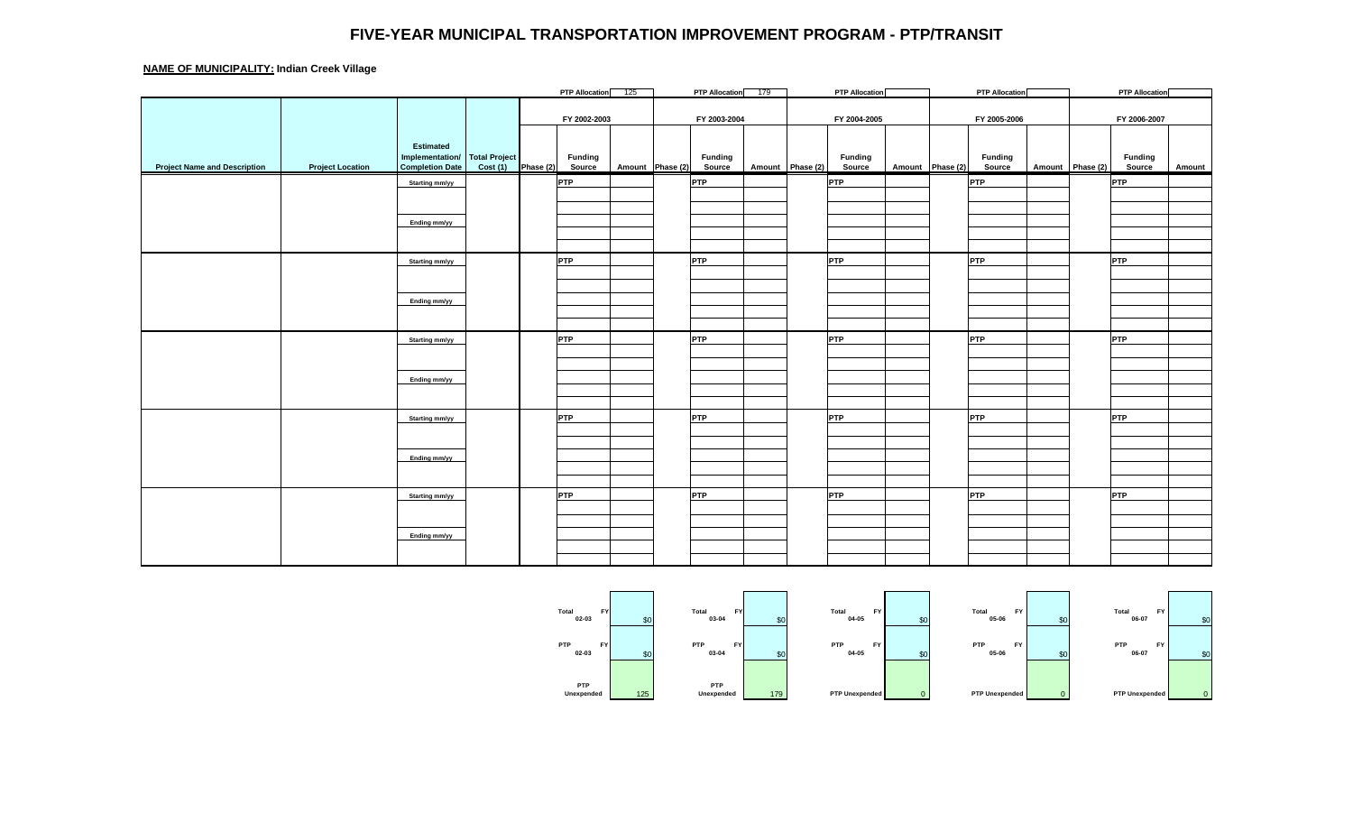# FIVE-YEAR MUNICIPAL TRANSPORTATION IMPROVEMENT PROGRAM - PTP/TRANSIT

**NAME OF MUNICIPALITY:** Indian Creek Village

| | | | | | PTP Allocation | 125 | | PTP Allocation | 179 | | PTP Allocation | | | PTP Allocation | | | PTP Allocation | |
|---|---|---|---|---|---|---|---|---|---|---|---|---|---|---|---|---|---|---|
| | | | | | FY 2002-2003 | | | FY 2003-2004 | | | FY 2004-2005 | | | FY 2005-2006 | | | FY 2006-2007 | |
| **Project Name and Description** | **Project Location** | **Estimated Implementation/ Completion Date** | **Total Project Cost (1)** | **Phase (2)** | **Funding Source** | **Amount** | **Phase (2)** | **Funding Source** | **Amount** | **Phase (2)** | **Funding Source** | **Amount** | **Phase (2)** | **Funding Source** | **Amount** | **Phase (2)** | **Funding Source** | **Amount** |
| | | Starting mm/yy | | | PTP | | | PTP | | | PTP | | | PTP | | | PTP | |
| | | Ending mm/yy | | | | | | | | | | | | | | | | |
| | | Starting mm/yy | | | PTP | | | PTP | | | PTP | | | PTP | | | PTP | |
| | | Ending mm/yy | | | | | | | | | | | | | | | | |
| | | Starting mm/yy | | | PTP | | | PTP | | | PTP | | | PTP | | | PTP | |
| | | Ending mm/yy | | | | | | | | | | | | | | | | |
| | | Starting mm/yy | | | PTP | | | PTP | | | PTP | | | PTP | | | PTP | |
| | | Ending mm/yy | | | | | | | | | | | | | | | | |
| | | Starting mm/yy | | | PTP | | | PTP | | | PTP | | | PTP | | | PTP | |
| | | Ending mm/yy | | | | | | | | | | | | | | | | |

| Total FY 02-03 | $0 | Total FY 03-04 | $0 | Total FY 04-05 | $0 | Total FY 05-06 | $0 | Total FY 06-07 | $0 |
|---|---|---|---|---|---|---|---|---|---|
| PTP FY 02-03 | $0 | PTP FY 03-04 | $0 | PTP FY 04-05 | $0 | PTP FY 05-06 | $0 | PTP FY 06-07 | $0 |
| PTP Unexpended | 125 | PTP Unexpended | 179 | PTP Unexpended | 0 | PTP Unexpended | 0 | PTP Unexpended | 0 |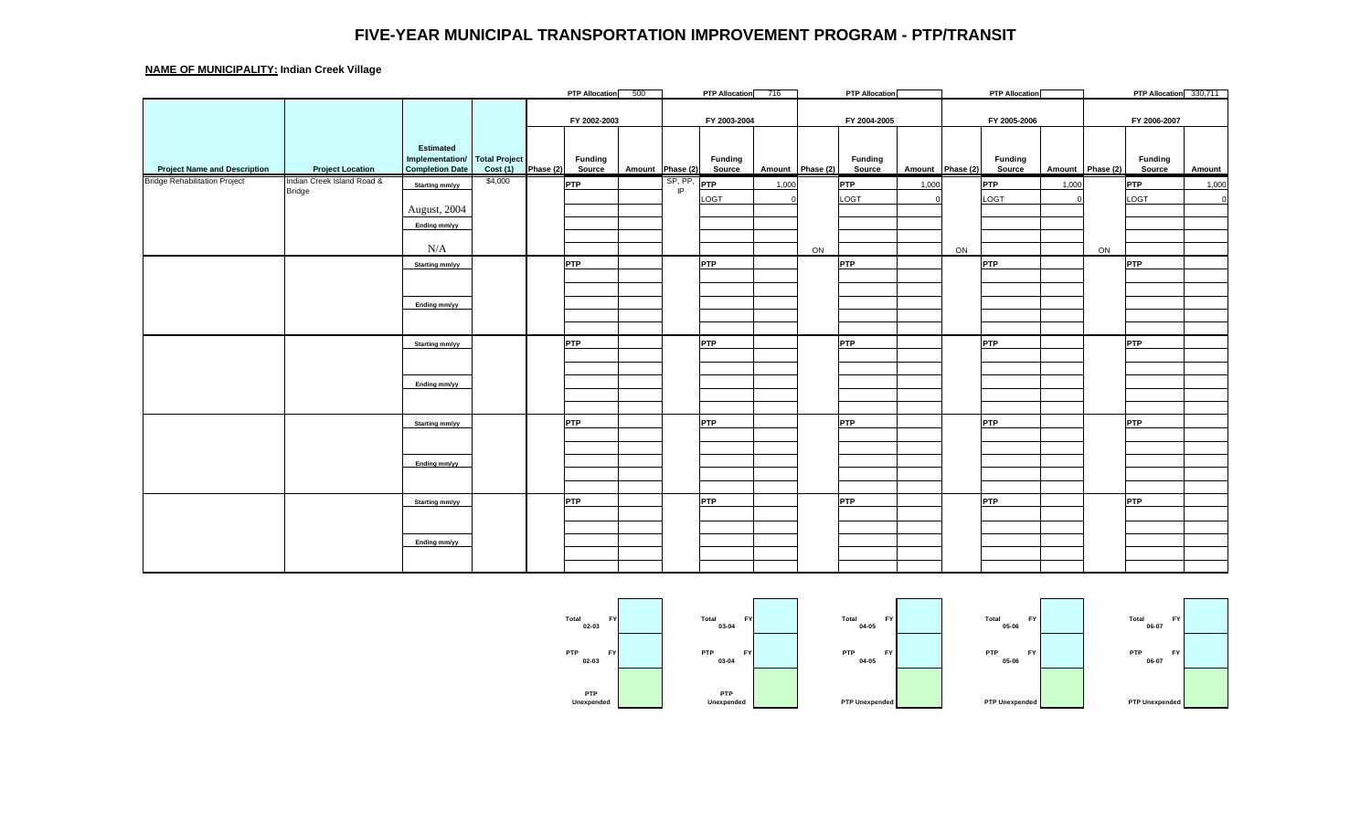# FIVE-YEAR MUNICIPAL TRANSPORTATION IMPROVEMENT PROGRAM - PTP/TRANSIT

**NAME OF MUNICIPALITY:** **Indian Creek Village**

| | | | | PTP Allocation 500 | | | PTP Allocation 716 | | | PTP Allocation | | | PTP Allocation | | | PTP Allocation 330,711 | | |
|---|---|---|---|---|---|---|---|---|---|---|---|---|---|---|---|---|---|---|
| | | | | FY 2002-2003 | | | FY 2003-2004 | | | FY 2004-2005 | | | FY 2005-2006 | | | FY 2006-2007 | | |
| **Project Name and Description** | **Project Location** | **Estimated Implementation/ Completion Date** | **Total Project Cost (1)** | **Phase (2)** | **Funding Source** | **Amount** | **Phase (2)** | **Funding Source** | **Amount** | **Phase (2)** | **Funding Source** | **Amount** | **Phase (2)** | **Funding Source** | **Amount** | **Phase (2)** | **Funding Source** | **Amount** |
| Bridge Rehabilitation Project | Indian Creek Island Road & Bridge | Starting mm/yy | $4,000 | | PTP | | SP, PP, IP | PTP | 1,000 | | PTP | 1,000 | | PTP | 1,000 | | PTP | 1,000 |
| | | August, 2004 | | | | | | LOGT | 0 | | LOGT | 0 | | LOGT | 0 | | LOGT | 0 |
| | | Ending mm/yy | | | | | | | | | | | | | | | | |
| | | N/A | | | | | | | | ON | | | ON | | | ON | | |
| | | Starting mm/yy | | | PTP | | | PTP | | | PTP | | | PTP | | | PTP | |
| | | Ending mm/yy | | | | | | | | | | | | | | | | |
| | | Starting mm/yy | | | PTP | | | PTP | | | PTP | | | PTP | | | PTP | |
| | | Ending mm/yy | | | | | | | | | | | | | | | | |
| | | Starting mm/yy | | | PTP | | | PTP | | | PTP | | | PTP | | | PTP | |
| | | Ending mm/yy | | | | | | | | | | | | | | | | |
| | | Starting mm/yy | | | PTP | | | PTP | | | PTP | | | PTP | | | PTP | |
| | | Ending mm/yy | | | | | | | | | | | | | | | | |

| | | | | | | | | | |
|---|---|---|---|---|---|---|---|---|---|
| Total FY 02-03 | | Total FY 03-04 | | Total FY 04-05 | | Total FY 05-06 | | Total FY 06-07 | |
| PTP FY 02-03 | | PTP FY 03-04 | | PTP FY 04-05 | | PTP FY 05-06 | | PTP FY 06-07 | |
| PTP Unexpended | | PTP Unexpended | | PTP Unexpended | | PTP Unexpended | | PTP Unexpended | |